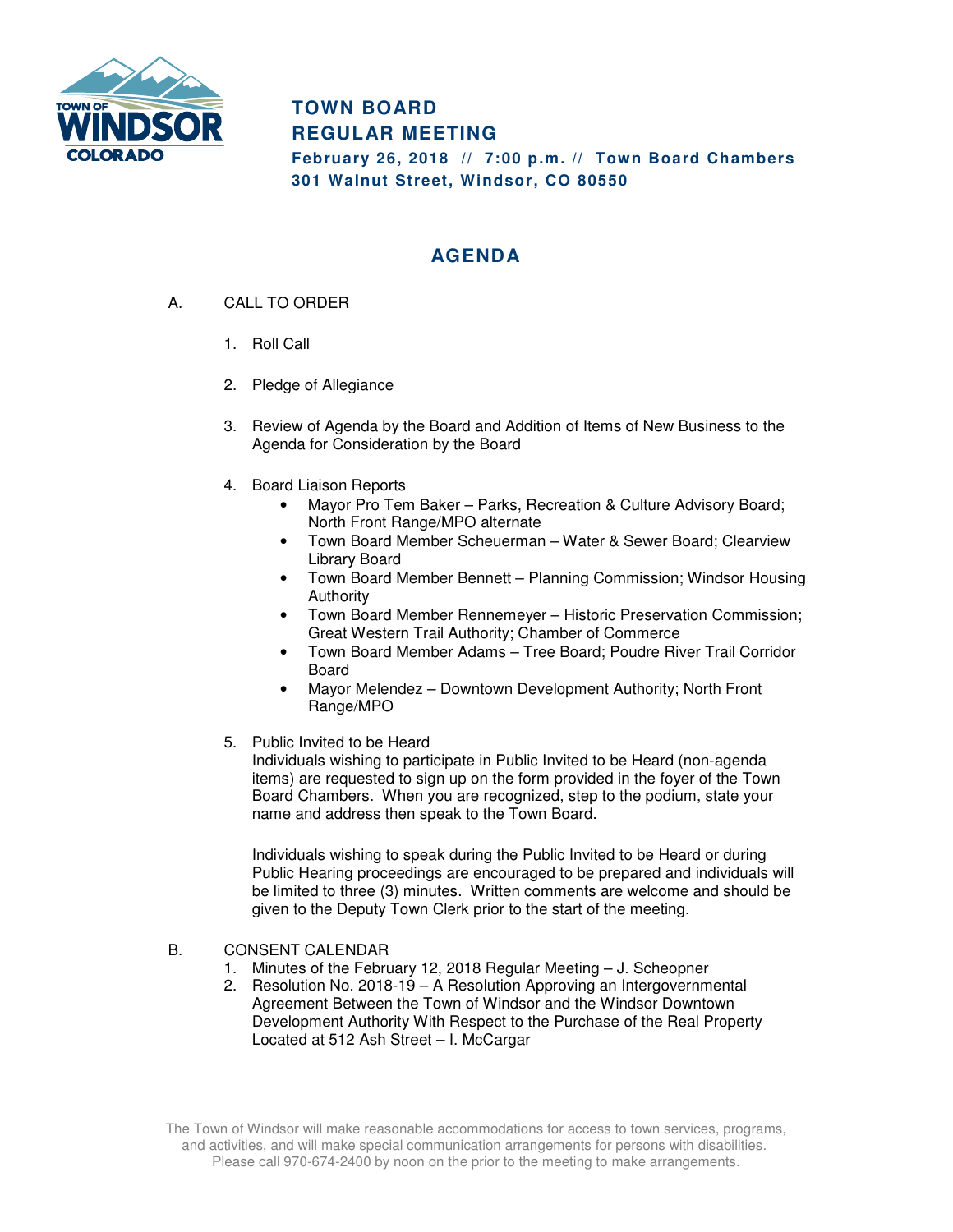# TOWN BOARD
# REGULAR MEETING

**February 26, 2018 // 7:00 p.m. // Town Board Chambers**
**301 Walnut Street, Windsor, CO 80550**

## AGENDA

A. CALL TO ORDER

1. Roll Call
2. Pledge of Allegiance
3. Review of Agenda by the Board and Addition of Items of New Business to the Agenda for Consideration by the Board
4. Board Liaison Reports
   - Mayor Pro Tem Baker – Parks, Recreation & Culture Advisory Board; North Front Range/MPO alternate
   - Town Board Member Scheuerman – Water & Sewer Board; Clearview Library Board
   - Town Board Member Bennett – Planning Commission; Windsor Housing Authority
   - Town Board Member Rennemeyer – Historic Preservation Commission; Great Western Trail Authority; Chamber of Commerce
   - Town Board Member Adams – Tree Board; Poudre River Trail Corridor Board
   - Mayor Melendez – Downtown Development Authority; North Front Range/MPO
5. Public Invited to be Heard

   Individuals wishing to participate in Public Invited to be Heard (non-agenda items) are requested to sign up on the form provided in the foyer of the Town Board Chambers. When you are recognized, step to the podium, state your name and address then speak to the Town Board.

   Individuals wishing to speak during the Public Invited to be Heard or during Public Hearing proceedings are encouraged to be prepared and individuals will be limited to three (3) minutes. Written comments are welcome and should be given to the Deputy Town Clerk prior to the start of the meeting.

B. CONSENT CALENDAR

1. Minutes of the February 12, 2018 Regular Meeting – J. Scheopner
2. Resolution No. 2018-19 – A Resolution Approving an Intergovernmental Agreement Between the Town of Windsor and the Windsor Downtown Development Authority With Respect to the Purchase of the Real Property Located at 512 Ash Street – I. McCargar

The Town of Windsor will make reasonable accommodations for access to town services, programs, and activities, and will make special communication arrangements for persons with disabilities. Please call 970-674-2400 by noon on the prior to the meeting to make arrangements.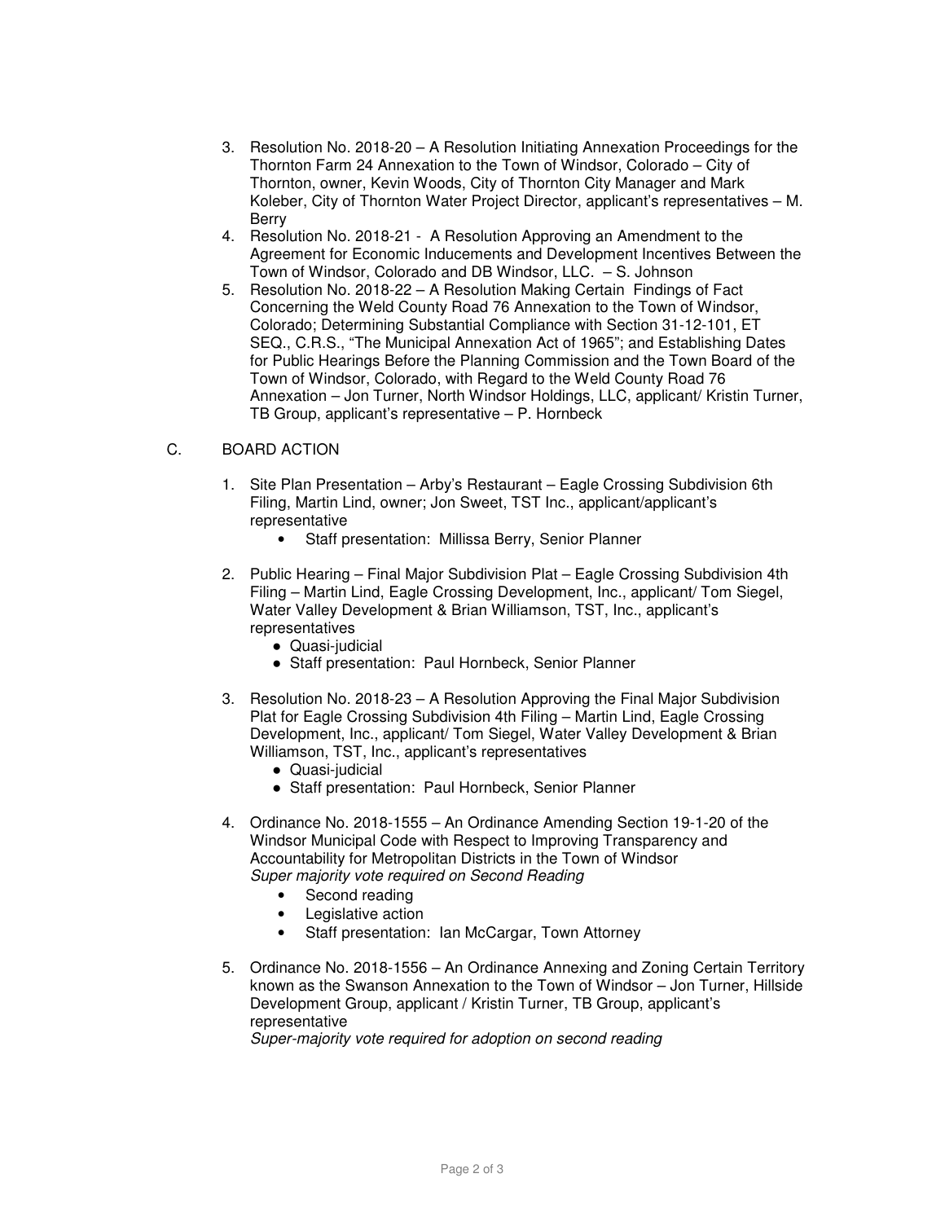3. Resolution No. 2018-20 – A Resolution Initiating Annexation Proceedings for the Thornton Farm 24 Annexation to the Town of Windsor, Colorado – City of Thornton, owner, Kevin Woods, City of Thornton City Manager and Mark Koleber, City of Thornton Water Project Director, applicant's representatives – M. Berry
4. Resolution No. 2018-21 - A Resolution Approving an Amendment to the Agreement for Economic Inducements and Development Incentives Between the Town of Windsor, Colorado and DB Windsor, LLC. – S. Johnson
5. Resolution No. 2018-22 – A Resolution Making Certain Findings of Fact Concerning the Weld County Road 76 Annexation to the Town of Windsor, Colorado; Determining Substantial Compliance with Section 31-12-101, ET SEQ., C.R.S., "The Municipal Annexation Act of 1965"; and Establishing Dates for Public Hearings Before the Planning Commission and the Town Board of the Town of Windsor, Colorado, with Regard to the Weld County Road 76 Annexation – Jon Turner, North Windsor Holdings, LLC, applicant/ Kristin Turner, TB Group, applicant's representative – P. Hornbeck

C. BOARD ACTION

1. Site Plan Presentation – Arby's Restaurant – Eagle Crossing Subdivision 6th Filing, Martin Lind, owner; Jon Sweet, TST Inc., applicant/applicant's representative
   - Staff presentation: Millissa Berry, Senior Planner
2. Public Hearing – Final Major Subdivision Plat – Eagle Crossing Subdivision 4th Filing – Martin Lind, Eagle Crossing Development, Inc., applicant/ Tom Siegel, Water Valley Development & Brian Williamson, TST, Inc., applicant's representatives
   - Quasi-judicial
   - Staff presentation: Paul Hornbeck, Senior Planner
3. Resolution No. 2018-23 – A Resolution Approving the Final Major Subdivision Plat for Eagle Crossing Subdivision 4th Filing – Martin Lind, Eagle Crossing Development, Inc., applicant/ Tom Siegel, Water Valley Development & Brian Williamson, TST, Inc., applicant's representatives
   - Quasi-judicial
   - Staff presentation: Paul Hornbeck, Senior Planner
4. Ordinance No. 2018-1555 – An Ordinance Amending Section 19-1-20 of the Windsor Municipal Code with Respect to Improving Transparency and Accountability for Metropolitan Districts in the Town of Windsor
   *Super majority vote required on Second Reading*
   - Second reading
   - Legislative action
   - Staff presentation: Ian McCargar, Town Attorney
5. Ordinance No. 2018-1556 – An Ordinance Annexing and Zoning Certain Territory known as the Swanson Annexation to the Town of Windsor – Jon Turner, Hillside Development Group, applicant / Kristin Turner, TB Group, applicant's representative
   *Super-majority vote required for adoption on second reading*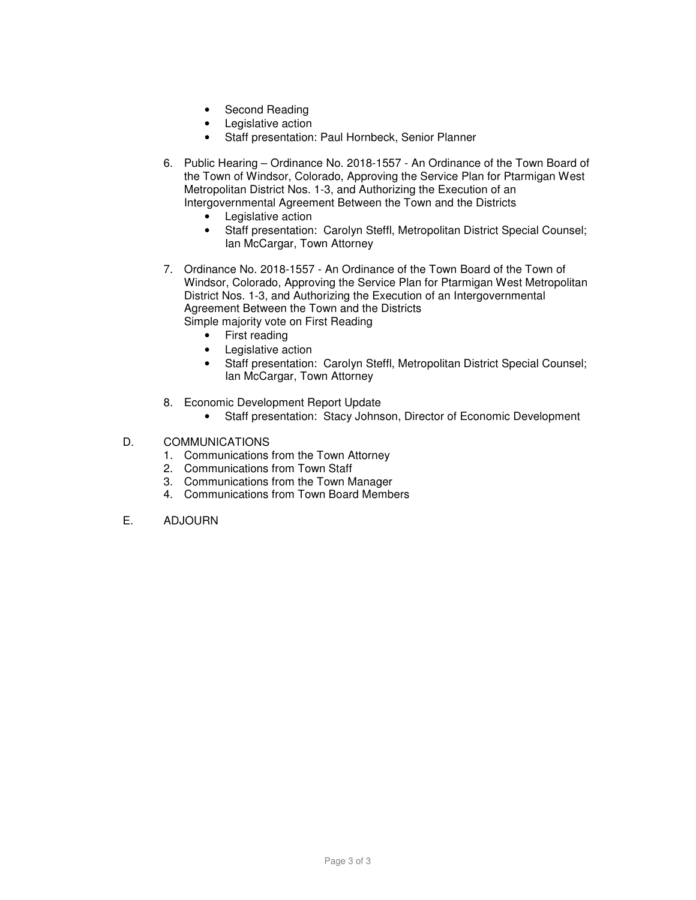- Second Reading
- Legislative action
- Staff presentation: Paul Hornbeck, Senior Planner

6. Public Hearing – Ordinance No. 2018-1557 - An Ordinance of the Town Board of the Town of Windsor, Colorado, Approving the Service Plan for Ptarmigan West Metropolitan District Nos. 1-3, and Authorizing the Execution of an Intergovernmental Agreement Between the Town and the Districts
   - Legislative action
   - Staff presentation: Carolyn Steffl, Metropolitan District Special Counsel; Ian McCargar, Town Attorney

7. Ordinance No. 2018-1557 - An Ordinance of the Town Board of the Town of Windsor, Colorado, Approving the Service Plan for Ptarmigan West Metropolitan District Nos. 1-3, and Authorizing the Execution of an Intergovernmental Agreement Between the Town and the Districts
   Simple majority vote on First Reading
   - First reading
   - Legislative action
   - Staff presentation: Carolyn Steffl, Metropolitan District Special Counsel; Ian McCargar, Town Attorney

8. Economic Development Report Update
   - Staff presentation: Stacy Johnson, Director of Economic Development

D. COMMUNICATIONS

1. Communications from the Town Attorney
2. Communications from Town Staff
3. Communications from the Town Manager
4. Communications from Town Board Members

E. ADJOURN